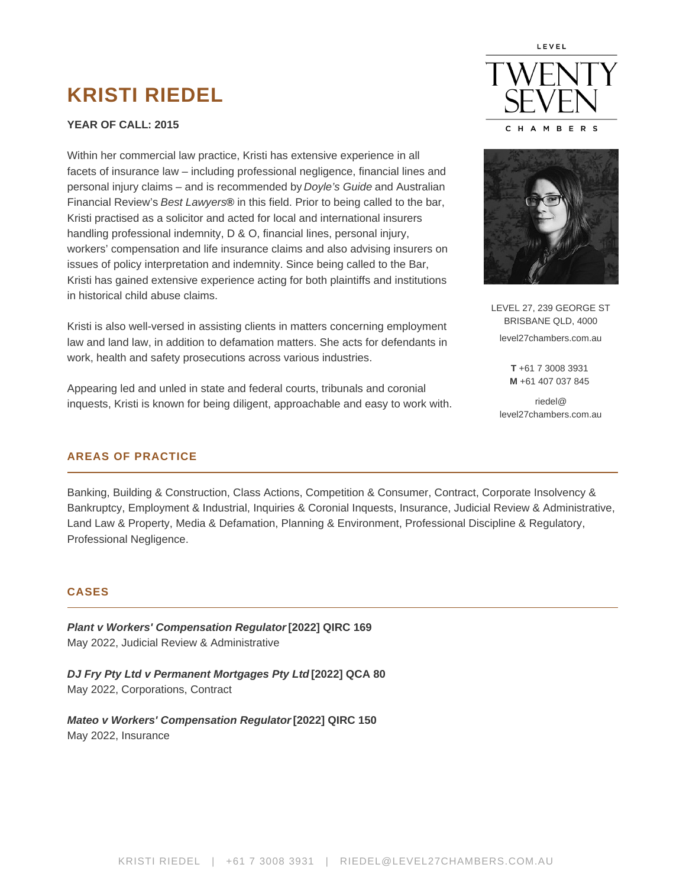# KRISTI RIEDEL

**YEAR OF CALL: 2015**

Within her commercial law practice, Kristi has extensive experience in all facets of insurance law – including professional negligence, financial lines and personal injury claims – and is recommended by *Doyle's Guide* and Australian Financial Review's *Best Lawyers®* in this field. Prior to being called to the bar, Kristi practised as a solicitor and acted for local and international insurers handling professional indemnity, D & O, financial lines, personal injury, workers' compensation and life insurance claims and also advising insurers on issues of policy interpretation and indemnity. Since being called to the Bar, Kristi has gained extensive experience acting for both plaintiffs and institutions in historical child abuse claims.

Kristi is also well-versed in assisting clients in matters concerning employment law and land law, in addition to defamation matters. She acts for defendants in work, health and safety prosecutions across various industries.

Appearing led and unled in state and federal courts, tribunals and coronial inquests, Kristi is known for being diligent, approachable and easy to work with.

LEVEL 27, 239 GEORGE ST
BRISBANE QLD, 4000
level27chambers.com.au

**T** +61 7 3008 3931
**M** +61 407 037 845

riedel@level27chambers.com.au

## AREAS OF PRACTICE

Banking, Building & Construction, Class Actions, Competition & Consumer, Contract, Corporate Insolvency & Bankruptcy, Employment & Industrial, Inquiries & Coronial Inquests, Insurance, Judicial Review & Administrative, Land Law & Property, Media & Defamation, Planning & Environment, Professional Discipline & Regulatory, Professional Negligence.

## CASES

***Plant v Workers' Compensation Regulator*** **[2022] QIRC 169**
May 2022, Judicial Review & Administrative

***DJ Fry Pty Ltd v Permanent Mortgages Pty Ltd*** **[2022] QCA 80**
May 2022, Corporations, Contract

***Mateo v Workers' Compensation Regulator*** **[2022] QIRC 150**
May 2022, Insurance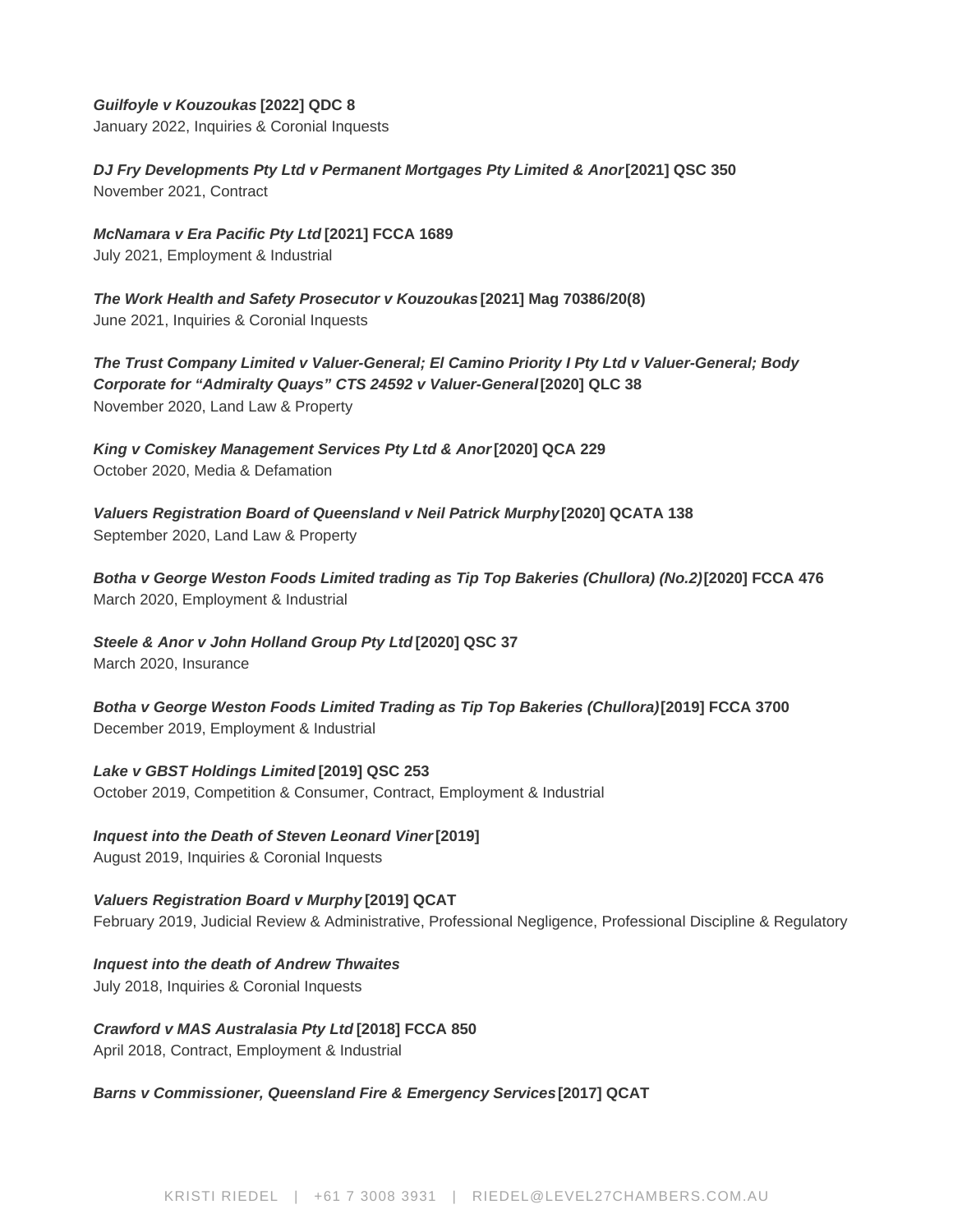***Guilfoyle v Kouzoukas* [2022] QDC 8**
January 2022, Inquiries & Coronial Inquests

***DJ Fry Developments Pty Ltd v Permanent Mortgages Pty Limited & Anor* [2021] QSC 350**
November 2021, Contract

***McNamara v Era Pacific Pty Ltd* [2021] FCCA 1689**
July 2021, Employment & Industrial

***The Work Health and Safety Prosecutor v Kouzoukas* [2021] Mag 70386/20(8)**
June 2021, Inquiries & Coronial Inquests

***The Trust Company Limited v Valuer-General; El Camino Priority I Pty Ltd v Valuer-General; Body Corporate for "Admiralty Quays" CTS 24592 v Valuer-General* [2020] QLC 38**
November 2020, Land Law & Property

***King v Comiskey Management Services Pty Ltd & Anor* [2020] QCA 229**
October 2020, Media & Defamation

***Valuers Registration Board of Queensland v Neil Patrick Murphy* [2020] QCATA 138**
September 2020, Land Law & Property

***Botha v George Weston Foods Limited trading as Tip Top Bakeries (Chullora) (No.2)* [2020] FCCA 476**
March 2020, Employment & Industrial

***Steele & Anor v John Holland Group Pty Ltd* [2020] QSC 37**
March 2020, Insurance

***Botha v George Weston Foods Limited Trading as Tip Top Bakeries (Chullora)* [2019] FCCA 3700**
December 2019, Employment & Industrial

***Lake v GBST Holdings Limited* [2019] QSC 253**
October 2019, Competition & Consumer, Contract, Employment & Industrial

***Inquest into the Death of Steven Leonard Viner* [2019]**
August 2019, Inquiries & Coronial Inquests

***Valuers Registration Board v Murphy* [2019] QCAT**
February 2019, Judicial Review & Administrative, Professional Negligence, Professional Discipline & Regulatory

***Inquest into the death of Andrew Thwaites***
July 2018, Inquiries & Coronial Inquests

***Crawford v MAS Australasia Pty Ltd* [2018] FCCA 850**
April 2018, Contract, Employment & Industrial

***Barns v Commissioner, Queensland Fire & Emergency Services* [2017] QCAT**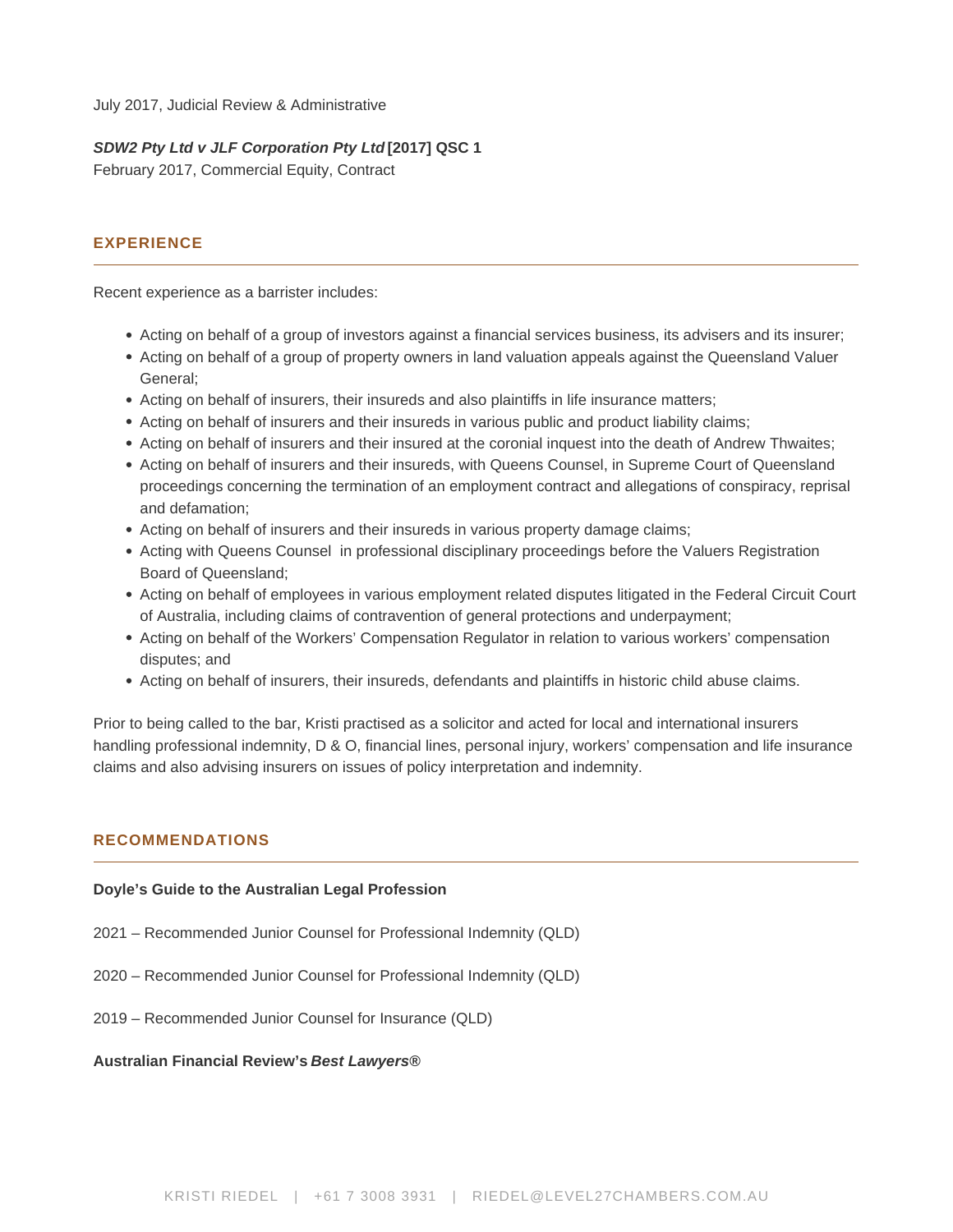July 2017, Judicial Review & Administrative

***SDW2 Pty Ltd v JLF Corporation Pty Ltd*** **[2017] QSC 1**
February 2017, Commercial Equity, Contract

## EXPERIENCE

Recent experience as a barrister includes:

- Acting on behalf of a group of investors against a financial services business, its advisers and its insurer;
- Acting on behalf of a group of property owners in land valuation appeals against the Queensland Valuer General;
- Acting on behalf of insurers, their insureds and also plaintiffs in life insurance matters;
- Acting on behalf of insurers and their insureds in various public and product liability claims;
- Acting on behalf of insurers and their insured at the coronial inquest into the death of Andrew Thwaites;
- Acting on behalf of insurers and their insureds, with Queens Counsel, in Supreme Court of Queensland proceedings concerning the termination of an employment contract and allegations of conspiracy, reprisal and defamation;
- Acting on behalf of insurers and their insureds in various property damage claims;
- Acting with Queens Counsel in professional disciplinary proceedings before the Valuers Registration Board of Queensland;
- Acting on behalf of employees in various employment related disputes litigated in the Federal Circuit Court of Australia, including claims of contravention of general protections and underpayment;
- Acting on behalf of the Workers' Compensation Regulator in relation to various workers' compensation disputes; and
- Acting on behalf of insurers, their insureds, defendants and plaintiffs in historic child abuse claims.

Prior to being called to the bar, Kristi practised as a solicitor and acted for local and international insurers handling professional indemnity, D & O, financial lines, personal injury, workers' compensation and life insurance claims and also advising insurers on issues of policy interpretation and indemnity.

## RECOMMENDATIONS

**Doyle's Guide to the Australian Legal Profession**

2021 – Recommended Junior Counsel for Professional Indemnity (QLD)

2020 – Recommended Junior Counsel for Professional Indemnity (QLD)

2019 – Recommended Junior Counsel for Insurance (QLD)

**Australian Financial Review's *Best Lawyers®***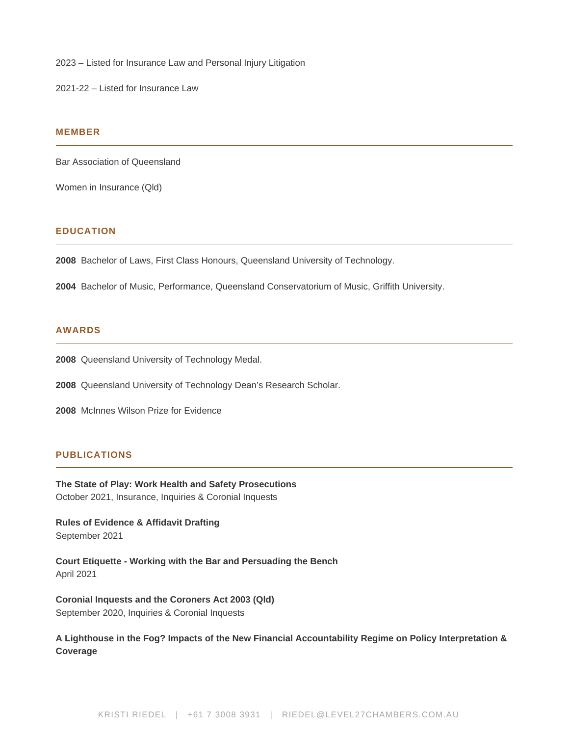2023 – Listed for Insurance Law and Personal Injury Litigation

2021-22 – Listed for Insurance Law

## MEMBER

Bar Association of Queensland

Women in Insurance (Qld)

## EDUCATION

**2008** Bachelor of Laws, First Class Honours, Queensland University of Technology.

**2004** Bachelor of Music, Performance, Queensland Conservatorium of Music, Griffith University.

## AWARDS

**2008** Queensland University of Technology Medal.

**2008** Queensland University of Technology Dean's Research Scholar.

**2008** McInnes Wilson Prize for Evidence

## PUBLICATIONS

**The State of Play: Work Health and Safety Prosecutions**
October 2021, Insurance, Inquiries & Coronial Inquests

**Rules of Evidence & Affidavit Drafting**
September 2021

**Court Etiquette - Working with the Bar and Persuading the Bench**
April 2021

**Coronial Inquests and the Coroners Act 2003 (Qld)**
September 2020, Inquiries & Coronial Inquests

**A Lighthouse in the Fog? Impacts of the New Financial Accountability Regime on Policy Interpretation & Coverage**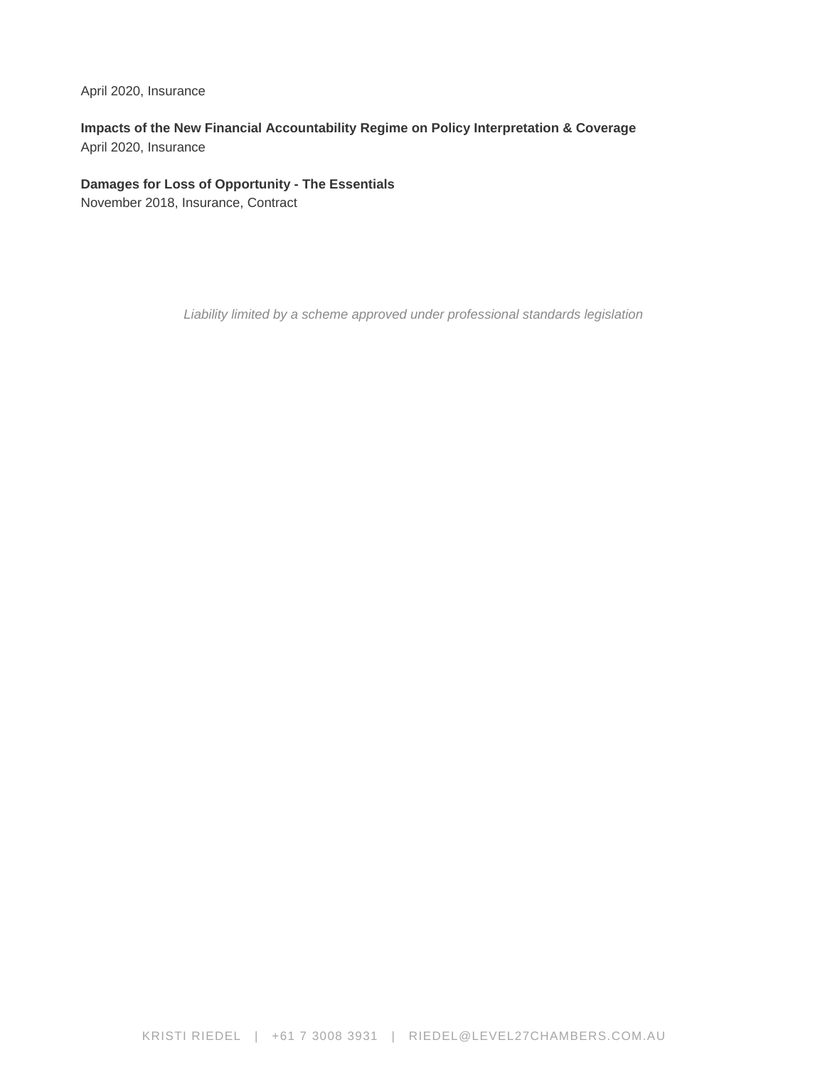April 2020, Insurance

**Impacts of the New Financial Accountability Regime on Policy Interpretation & Coverage**
April 2020, Insurance

**Damages for Loss of Opportunity - The Essentials**
November 2018, Insurance, Contract

*Liability limited by a scheme approved under professional standards legislation*

KRISTI RIEDEL | +61 7 3008 3931 | RIEDEL@LEVEL27CHAMBERS.COM.AU